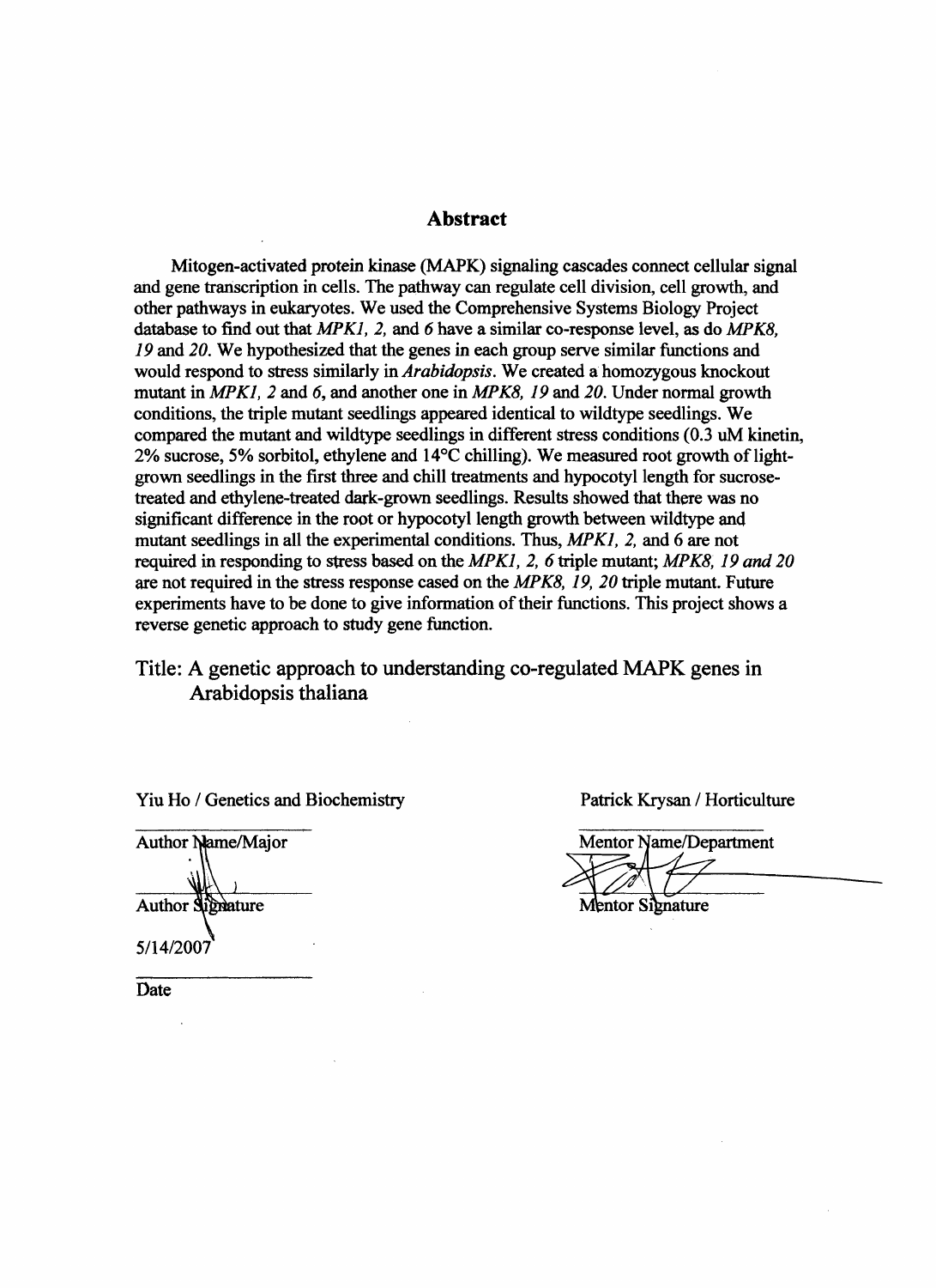## Abstract

Mitogen-activated protein kinase (MAPK) signaling cascades connect cellular signal and gene transcription in cells. The pathway can regulate cell division, cell growth, and other pathways in eukaryotes. We used the Comprehensive Systems Biology Project database to find out that *MPK1, 2,* and *6* have a similar co-response level, as do *MPK8, 19* and *20*. We hypothesized that the genes in each group serve similar functions and would respond to stress similarly in *Arabidopsis*. We created a homozygous knockout mutant in *MPK1, 2* and *6*, and another one in *MPK8, 19* and *20*. Under normal growth conditions, the triple mutant seedlings appeared identical to wildtype seedlings. We compared the mutant and wildtype seedlings in different stress conditions (0.3 uM kinetin, 2% sucrose, 5% sorbitol, ethylene and 14°C chilling). We measured root growth of light-grown seedlings in the first three and chill treatments and hypocotyl length for sucrose-treated and ethylene-treated dark-grown seedlings. Results showed that there was no significant difference in the root or hypocotyl length growth between wildtype and mutant seedlings in all the experimental conditions. Thus, *MPK1, 2,* and *6* are not required in responding to stress based on the *MPK1, 2, 6* triple mutant; *MPK8, 19 and 20* are not required in the stress response cased on the *MPK8, 19, 20* triple mutant. Future experiments have to be done to give information of their functions. This project shows a reverse genetic approach to study gene function.

Title: A genetic approach to understanding co-regulated MAPK genes in Arabidopsis thaliana

Yiu Ho / Genetics and Biochemistry

Author Name/Major

Author Signature

5/14/2007

Date

Patrick Krysan / Horticulture

Mentor Name/Department

Mentor Signature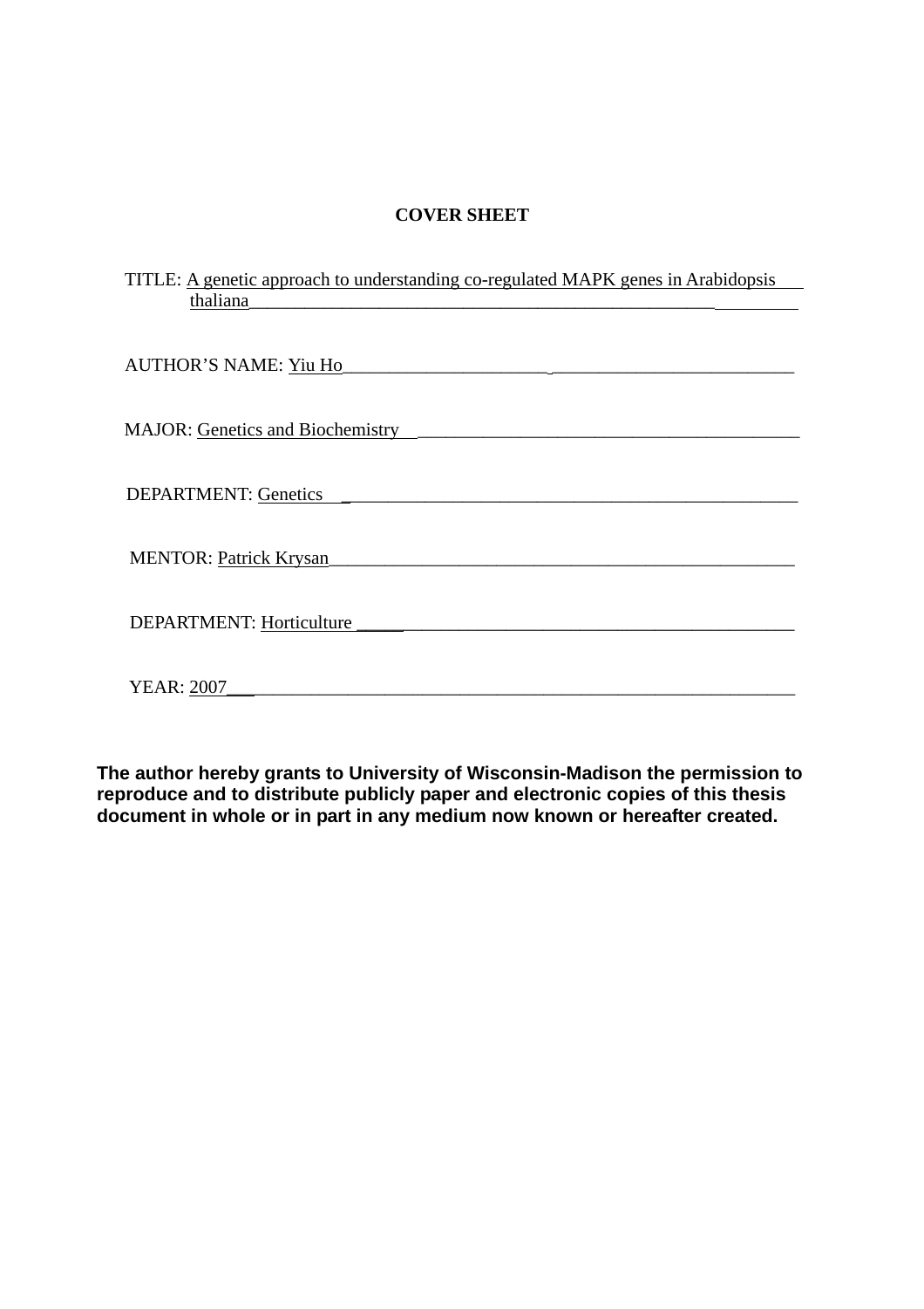# COVER SHEET

TITLE: A genetic approach to understanding co-regulated MAPK genes in Arabidopsis thaliana

AUTHOR'S NAME: Yiu Ho

MAJOR: Genetics and Biochemistry

DEPARTMENT: Genetics

MENTOR: Patrick Krysan

DEPARTMENT: Horticulture

YEAR: 2007

**The author hereby grants to University of Wisconsin-Madison the permission to reproduce and to distribute publicly paper and electronic copies of this thesis document in whole or in part in any medium now known or hereafter created.**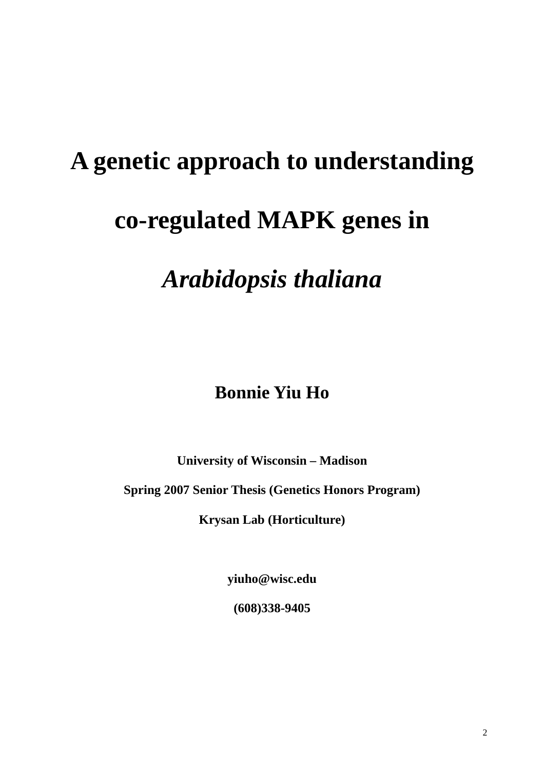# A genetic approach to understanding co-regulated MAPK genes in *Arabidopsis thaliana*

**Bonnie Yiu Ho**

**University of Wisconsin – Madison**

**Spring 2007 Senior Thesis (Genetics Honors Program)**

**Krysan Lab (Horticulture)**

**yiuho@wisc.edu**

**(608)338-9405**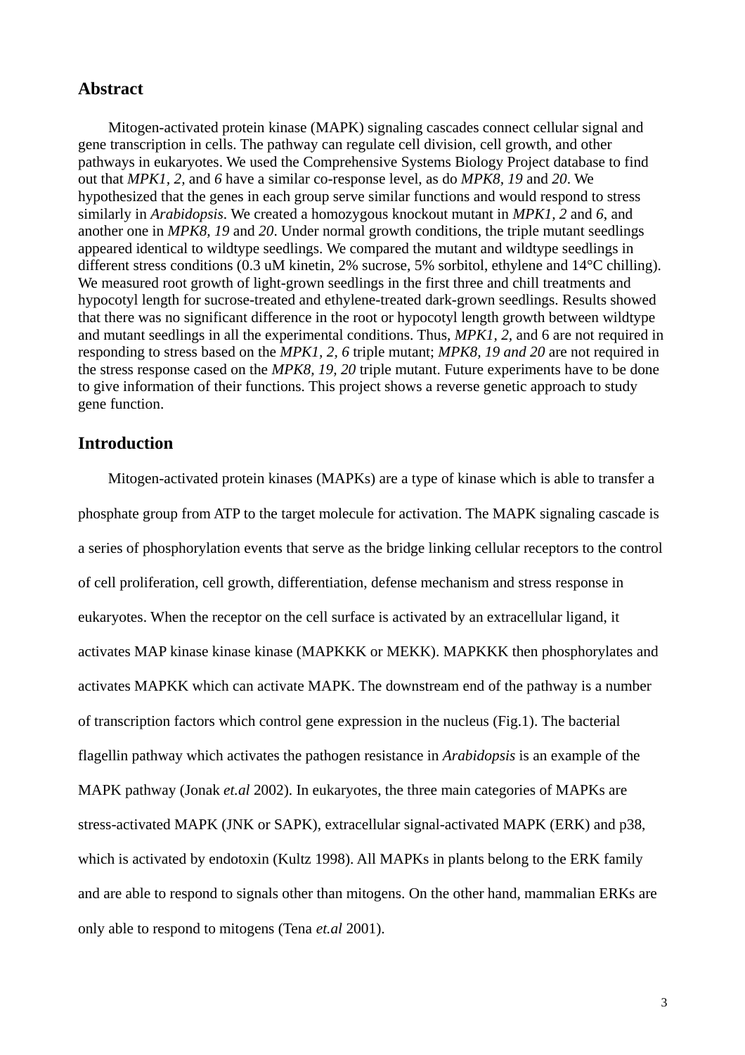## Abstract

Mitogen-activated protein kinase (MAPK) signaling cascades connect cellular signal and gene transcription in cells. The pathway can regulate cell division, cell growth, and other pathways in eukaryotes. We used the Comprehensive Systems Biology Project database to find out that *MPK1, 2,* and *6* have a similar co-response level, as do *MPK8, 19* and *20*. We hypothesized that the genes in each group serve similar functions and would respond to stress similarly in *Arabidopsis*. We created a homozygous knockout mutant in *MPK1, 2* and *6*, and another one in *MPK8, 19* and *20*. Under normal growth conditions, the triple mutant seedlings appeared identical to wildtype seedlings. We compared the mutant and wildtype seedlings in different stress conditions (0.3 uM kinetin, 2% sucrose, 5% sorbitol, ethylene and 14°C chilling). We measured root growth of light-grown seedlings in the first three and chill treatments and hypocotyl length for sucrose-treated and ethylene-treated dark-grown seedlings. Results showed that there was no significant difference in the root or hypocotyl length growth between wildtype and mutant seedlings in all the experimental conditions. Thus, *MPK1, 2,* and 6 are not required in responding to stress based on the *MPK1, 2, 6* triple mutant; *MPK8, 19 and 20* are not required in the stress response cased on the *MPK8, 19, 20* triple mutant. Future experiments have to be done to give information of their functions. This project shows a reverse genetic approach to study gene function.

## Introduction

Mitogen-activated protein kinases (MAPKs) are a type of kinase which is able to transfer a phosphate group from ATP to the target molecule for activation. The MAPK signaling cascade is a series of phosphorylation events that serve as the bridge linking cellular receptors to the control of cell proliferation, cell growth, differentiation, defense mechanism and stress response in eukaryotes. When the receptor on the cell surface is activated by an extracellular ligand, it activates MAP kinase kinase kinase (MAPKKK or MEKK). MAPKKK then phosphorylates and activates MAPKK which can activate MAPK. The downstream end of the pathway is a number of transcription factors which control gene expression in the nucleus (Fig.1). The bacterial flagellin pathway which activates the pathogen resistance in *Arabidopsis* is an example of the MAPK pathway (Jonak *et.al* 2002). In eukaryotes, the three main categories of MAPKs are stress-activated MAPK (JNK or SAPK), extracellular signal-activated MAPK (ERK) and p38, which is activated by endotoxin (Kultz 1998). All MAPKs in plants belong to the ERK family and are able to respond to signals other than mitogens. On the other hand, mammalian ERKs are only able to respond to mitogens (Tena *et.al* 2001).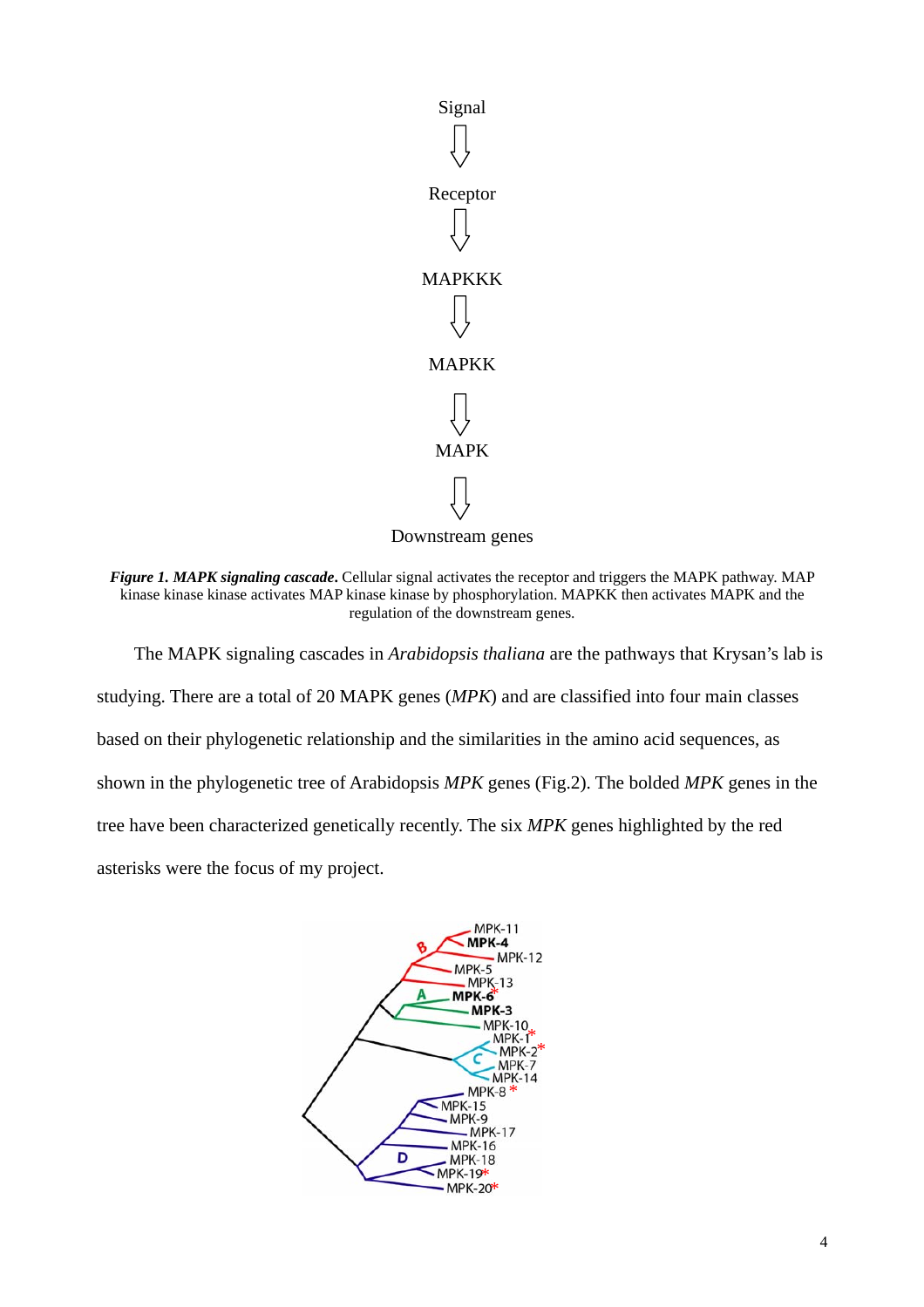Signal

⇩

Receptor

⇩

MAPKKK

⇩

MAPKK

⇩

MAPK

⇩

Downstream genes

***Figure 1. MAPK signaling cascade*.** Cellular signal activates the receptor and triggers the MAPK pathway. MAP kinase kinase kinase activates MAP kinase kinase by phosphorylation. MAPKK then activates MAPK and the regulation of the downstream genes.

The MAPK signaling cascades in *Arabidopsis thaliana* are the pathways that Krysan's lab is studying. There are a total of 20 MAPK genes (*MPK*) and are classified into four main classes based on their phylogenetic relationship and the similarities in the amino acid sequences, as shown in the phylogenetic tree of Arabidopsis *MPK* genes (Fig.2). The bolded *MPK* genes in the tree have been characterized genetically recently. The six *MPK* genes highlighted by the red asterisks were the focus of my project.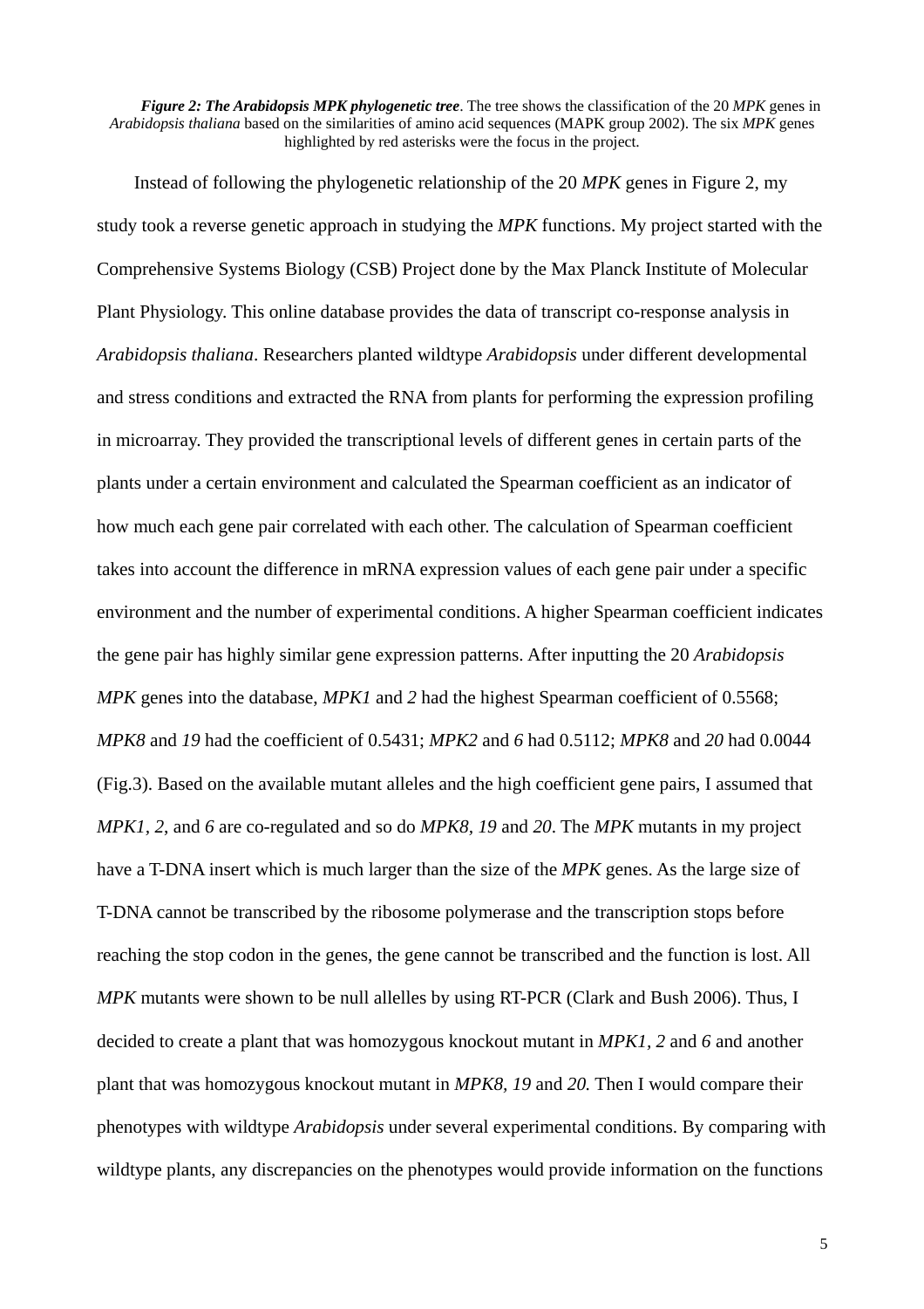***Figure 2: The Arabidopsis MPK phylogenetic tree***. The tree shows the classification of the 20 *MPK* genes in *Arabidopsis thaliana* based on the similarities of amino acid sequences (MAPK group 2002). The six *MPK* genes highlighted by red asterisks were the focus in the project.

Instead of following the phylogenetic relationship of the 20 *MPK* genes in Figure 2, my study took a reverse genetic approach in studying the *MPK* functions. My project started with the Comprehensive Systems Biology (CSB) Project done by the Max Planck Institute of Molecular Plant Physiology. This online database provides the data of transcript co-response analysis in *Arabidopsis thaliana*. Researchers planted wildtype *Arabidopsis* under different developmental and stress conditions and extracted the RNA from plants for performing the expression profiling in microarray. They provided the transcriptional levels of different genes in certain parts of the plants under a certain environment and calculated the Spearman coefficient as an indicator of how much each gene pair correlated with each other. The calculation of Spearman coefficient takes into account the difference in mRNA expression values of each gene pair under a specific environment and the number of experimental conditions. A higher Spearman coefficient indicates the gene pair has highly similar gene expression patterns. After inputting the 20 *Arabidopsis MPK* genes into the database, *MPK1* and *2* had the highest Spearman coefficient of 0.5568; *MPK8* and *19* had the coefficient of 0.5431; *MPK2* and *6* had 0.5112; *MPK8* and *20* had 0.0044 (Fig.3). Based on the available mutant alleles and the high coefficient gene pairs, I assumed that *MPK1*, *2*, and *6* are co-regulated and so do *MPK8*, *19* and *20*. The *MPK* mutants in my project have a T-DNA insert which is much larger than the size of the *MPK* genes. As the large size of T-DNA cannot be transcribed by the ribosome polymerase and the transcription stops before reaching the stop codon in the genes, the gene cannot be transcribed and the function is lost. All *MPK* mutants were shown to be null alleles by using RT-PCR (Clark and Bush 2006). Thus, I decided to create a plant that was homozygous knockout mutant in *MPK1, 2* and *6* and another plant that was homozygous knockout mutant in *MPK8, 19* and *20.* Then I would compare their phenotypes with wildtype *Arabidopsis* under several experimental conditions. By comparing with wildtype plants, any discrepancies on the phenotypes would provide information on the functions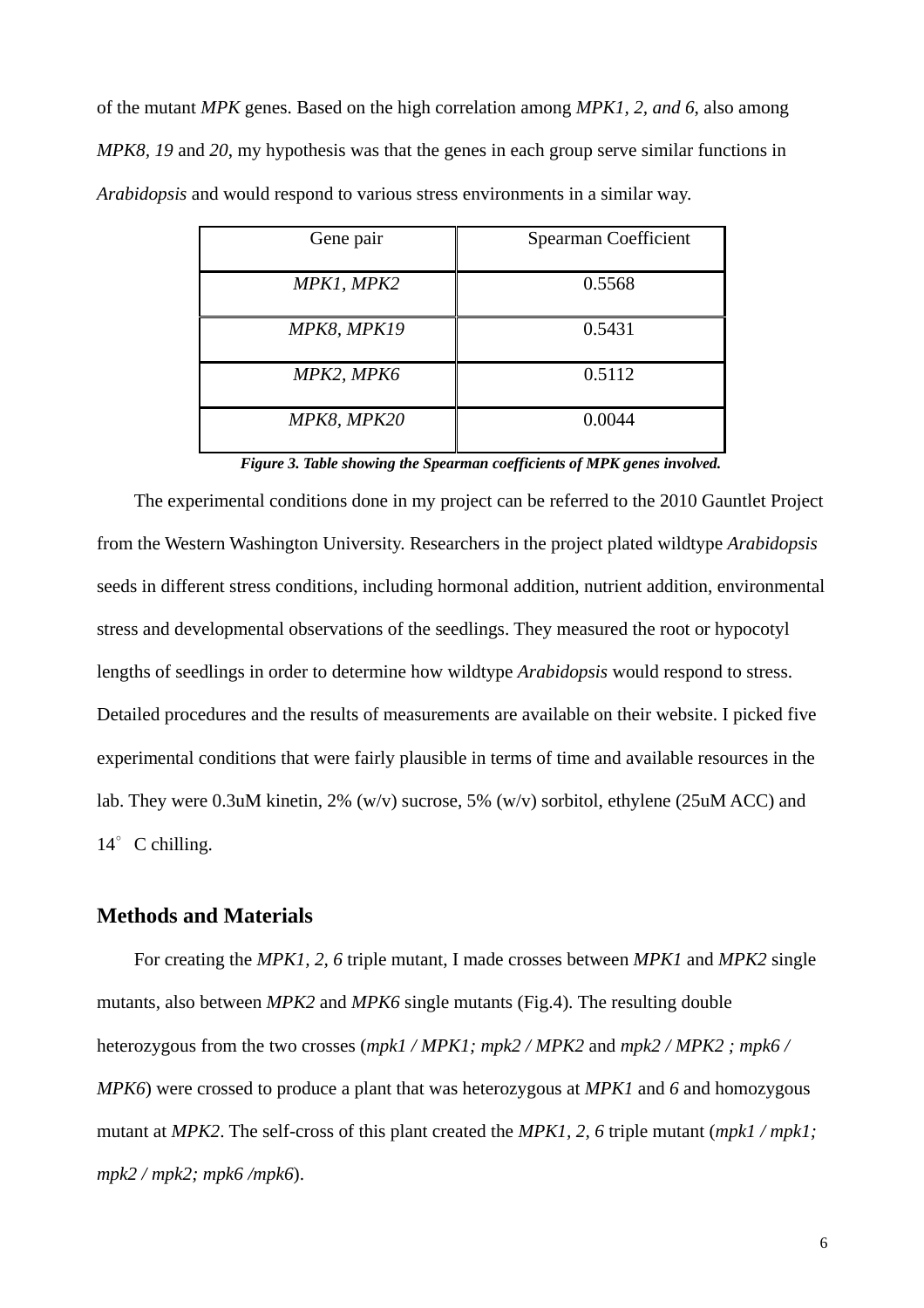of the mutant *MPK* genes. Based on the high correlation among *MPK1, 2, and 6*, also among *MPK8, 19* and *20*, my hypothesis was that the genes in each group serve similar functions in *Arabidopsis* and would respond to various stress environments in a similar way.

| Gene pair | Spearman Coefficient |
|---|---|
| *MPK1, MPK2* | 0.5568 |
| *MPK8, MPK19* | 0.5431 |
| *MPK2, MPK6* | 0.5112 |
| *MPK8, MPK20* | 0.0044 |

***Figure 3. Table showing the Spearman coefficients of MPK genes involved.***

The experimental conditions done in my project can be referred to the 2010 Gauntlet Project from the Western Washington University. Researchers in the project plated wildtype *Arabidopsis* seeds in different stress conditions, including hormonal addition, nutrient addition, environmental stress and developmental observations of the seedlings. They measured the root or hypocotyl lengths of seedlings in order to determine how wildtype *Arabidopsis* would respond to stress. Detailed procedures and the results of measurements are available on their website. I picked five experimental conditions that were fairly plausible in terms of time and available resources in the lab. They were 0.3uM kinetin, 2% (w/v) sucrose, 5% (w/v) sorbitol, ethylene (25uM ACC) and 14° C chilling.

## Methods and Materials

For creating the *MPK1, 2, 6* triple mutant, I made crosses between *MPK1* and *MPK2* single mutants, also between *MPK2* and *MPK6* single mutants (Fig.4). The resulting double heterozygous from the two crosses (*mpk1 / MPK1; mpk2 / MPK2* and *mpk2 / MPK2 ; mpk6 / MPK6*) were crossed to produce a plant that was heterozygous at *MPK1* and *6* and homozygous mutant at *MPK2*. The self-cross of this plant created the *MPK1, 2, 6* triple mutant (*mpk1 / mpk1; mpk2 / mpk2; mpk6 /mpk6*).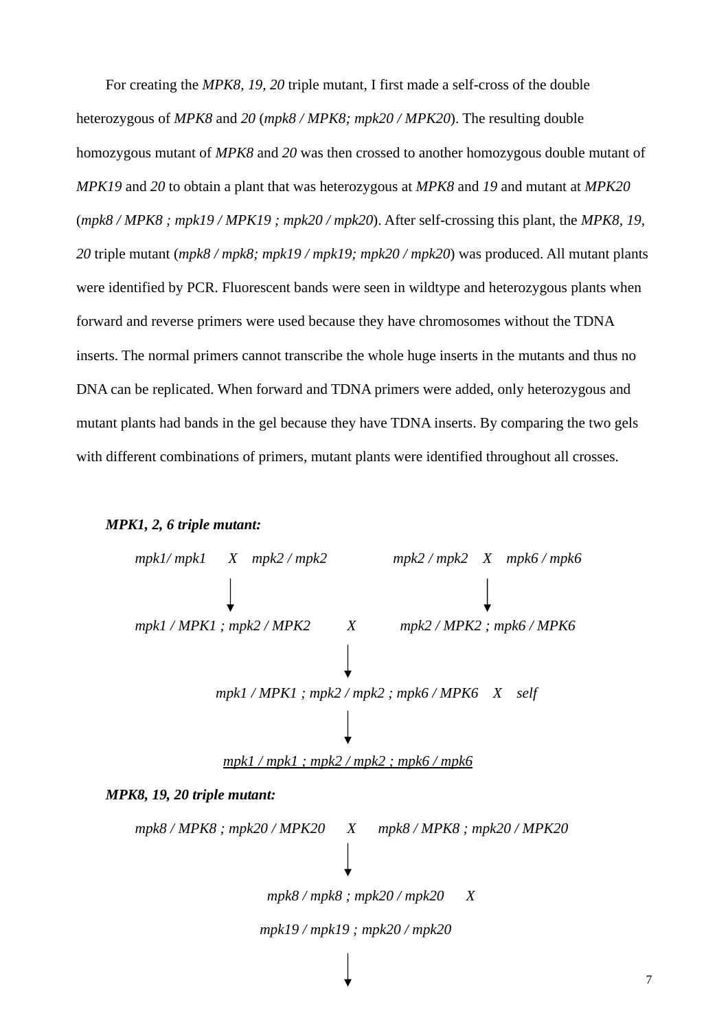For creating the *MPK8, 19, 20* triple mutant, I first made a self-cross of the double heterozygous of *MPK8* and *20* (*mpk8 / MPK8; mpk20 / MPK20*). The resulting double homozygous mutant of *MPK8* and *20* was then crossed to another homozygous double mutant of *MPK19* and *20* to obtain a plant that was heterozygous at *MPK8* and *19* and mutant at *MPK20* (*mpk8 / MPK8 ; mpk19 / MPK19 ; mpk20 / mpk20*). After self-crossing this plant, the *MPK8, 19, 20* triple mutant (*mpk8 / mpk8; mpk19 / mpk19; mpk20 / mpk20*) was produced. All mutant plants were identified by PCR. Fluorescent bands were seen in wildtype and heterozygous plants when forward and reverse primers were used because they have chromosomes without the TDNA inserts. The normal primers cannot transcribe the whole huge inserts in the mutants and thus no DNA can be replicated. When forward and TDNA primers were added, only heterozygous and mutant plants had bands in the gel because they have TDNA inserts. By comparing the two gels with different combinations of primers, mutant plants were identified throughout all crosses.

***MPK1, 2, 6 triple mutant:***

*mpk1/ mpk1 X mpk2 / mpk2* &nbsp;&nbsp;&nbsp;&nbsp; *mpk2 / mpk2 X mpk6 / mpk6*

↓ &nbsp;&nbsp;&nbsp;&nbsp; ↓

*mpk1 / MPK1 ; mpk2 / MPK2 X mpk2 / MPK2 ; mpk6 / MPK6*

↓

*mpk1 / MPK1 ; mpk2 / mpk2 ; mpk6 / MPK6 X self*

↓

<u>*mpk1 / mpk1 ; mpk2 / mpk2 ; mpk6 / mpk6*</u>

***MPK8, 19, 20 triple mutant:***

*mpk8 / MPK8 ; mpk20 / MPK20 X mpk8 / MPK8 ; mpk20 / MPK20*

↓

*mpk8 / mpk8 ; mpk20 / mpk20 X*

*mpk19 / mpk19 ; mpk20 / mpk20*

↓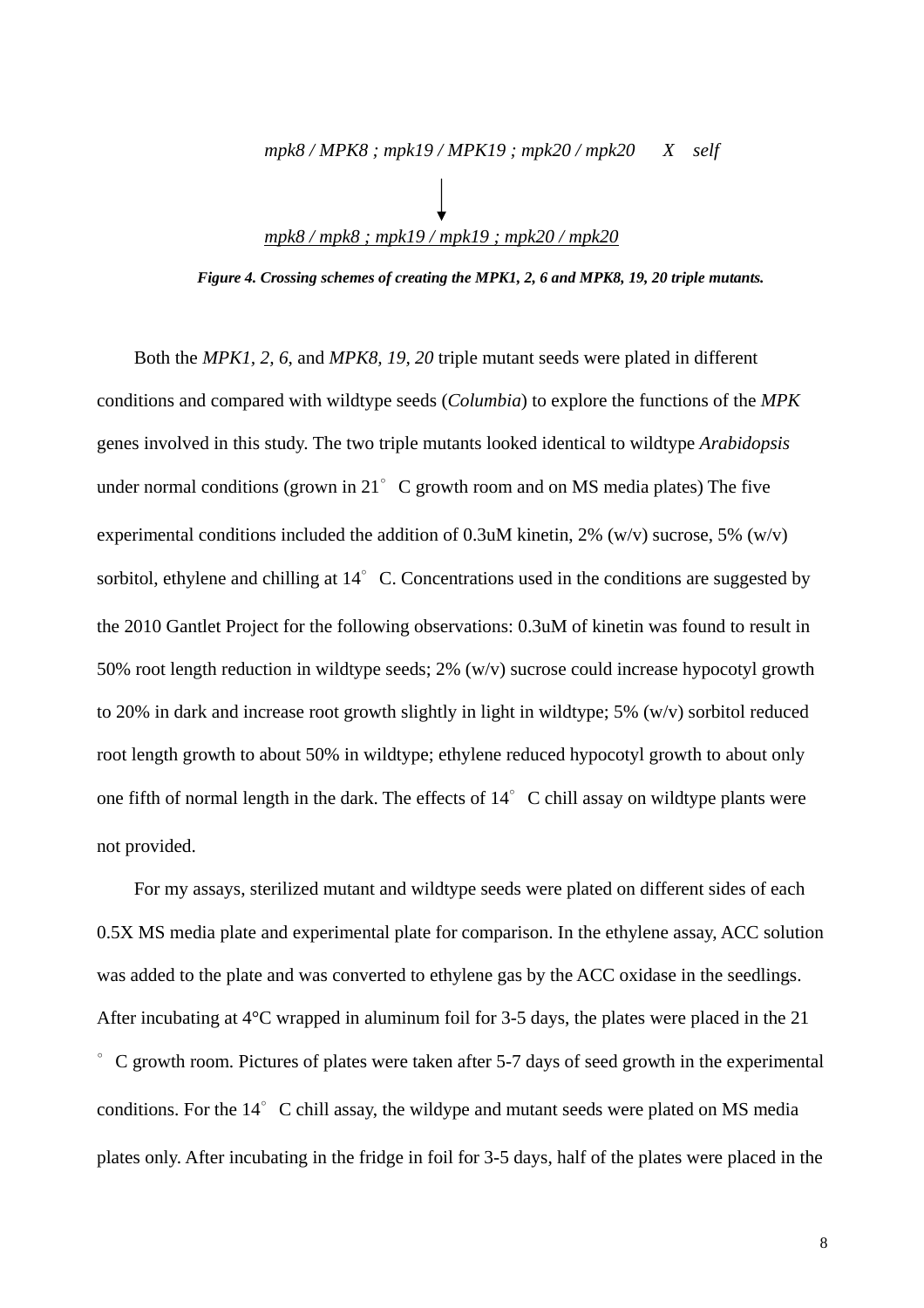*mpk8 / MPK8 ; mpk19 / MPK19 ; mpk20 / mpk20* X *self*

↓

<u>*mpk8 / mpk8 ; mpk19 / mpk19 ; mpk20 / mpk20*</u>

***Figure 4. Crossing schemes of creating the MPK1, 2, 6 and MPK8, 19, 20 triple mutants.***

Both the *MPK1, 2, 6,* and *MPK8, 19, 20* triple mutant seeds were plated in different conditions and compared with wildtype seeds (*Columbia*) to explore the functions of the *MPK* genes involved in this study. The two triple mutants looked identical to wildtype *Arabidopsis* under normal conditions (grown in 21° C growth room and on MS media plates) The five experimental conditions included the addition of 0.3uM kinetin, 2% (w/v) sucrose, 5% (w/v) sorbitol, ethylene and chilling at 14° C. Concentrations used in the conditions are suggested by the 2010 Gantlet Project for the following observations: 0.3uM of kinetin was found to result in 50% root length reduction in wildtype seeds; 2% (w/v) sucrose could increase hypocotyl growth to 20% in dark and increase root growth slightly in light in wildtype; 5% (w/v) sorbitol reduced root length growth to about 50% in wildtype; ethylene reduced hypocotyl growth to about only one fifth of normal length in the dark. The effects of 14° C chill assay on wildtype plants were not provided.

For my assays, sterilized mutant and wildtype seeds were plated on different sides of each 0.5X MS media plate and experimental plate for comparison. In the ethylene assay, ACC solution was added to the plate and was converted to ethylene gas by the ACC oxidase in the seedlings. After incubating at 4°C wrapped in aluminum foil for 3-5 days, the plates were placed in the 21 ° C growth room. Pictures of plates were taken after 5-7 days of seed growth in the experimental conditions. For the 14° C chill assay, the wildype and mutant seeds were plated on MS media plates only. After incubating in the fridge in foil for 3-5 days, half of the plates were placed in the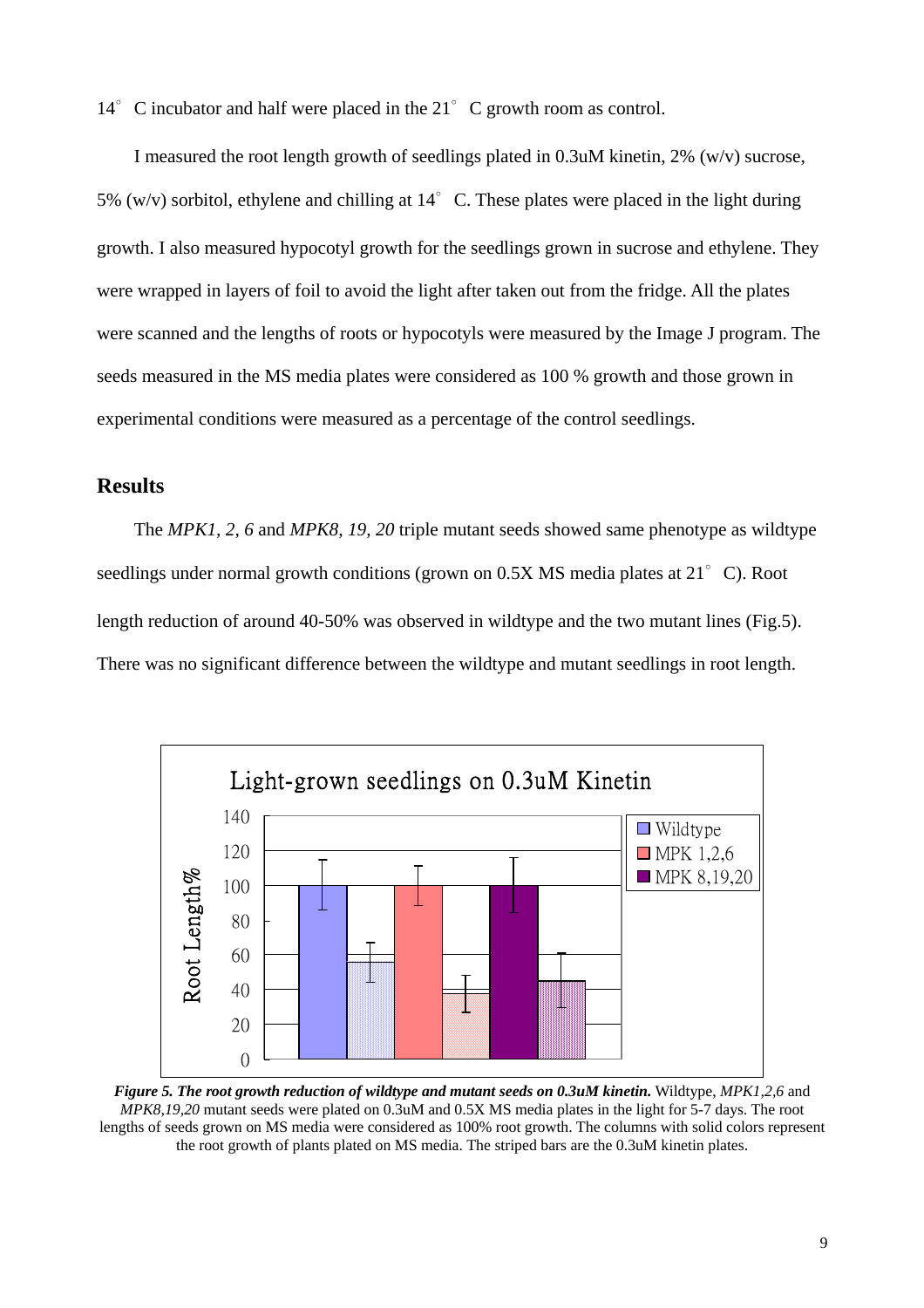14° C incubator and half were placed in the 21° C growth room as control.

I measured the root length growth of seedlings plated in 0.3uM kinetin, 2% (w/v) sucrose, 5% (w/v) sorbitol, ethylene and chilling at 14° C. These plates were placed in the light during growth. I also measured hypocotyl growth for the seedlings grown in sucrose and ethylene. They were wrapped in layers of foil to avoid the light after taken out from the fridge. All the plates were scanned and the lengths of roots or hypocotyls were measured by the Image J program. The seeds measured in the MS media plates were considered as 100 % growth and those grown in experimental conditions were measured as a percentage of the control seedlings.

## Results

The *MPK1, 2, 6* and *MPK8, 19, 20* triple mutant seeds showed same phenotype as wildtype seedlings under normal growth conditions (grown on 0.5X MS media plates at 21° C). Root length reduction of around 40-50% was observed in wildtype and the two mutant lines (Fig.5). There was no significant difference between the wildtype and mutant seedlings in root length.

***Figure 5. The root growth reduction of wildtype and mutant seeds on 0.3uM kinetin.*** Wildtype, *MPK1,2,6* and *MPK8,19,20* mutant seeds were plated on 0.3uM and 0.5X MS media plates in the light for 5-7 days. The root lengths of seeds grown on MS media were considered as 100% root growth. The columns with solid colors represent the root growth of plants plated on MS media. The striped bars are the 0.3uM kinetin plates.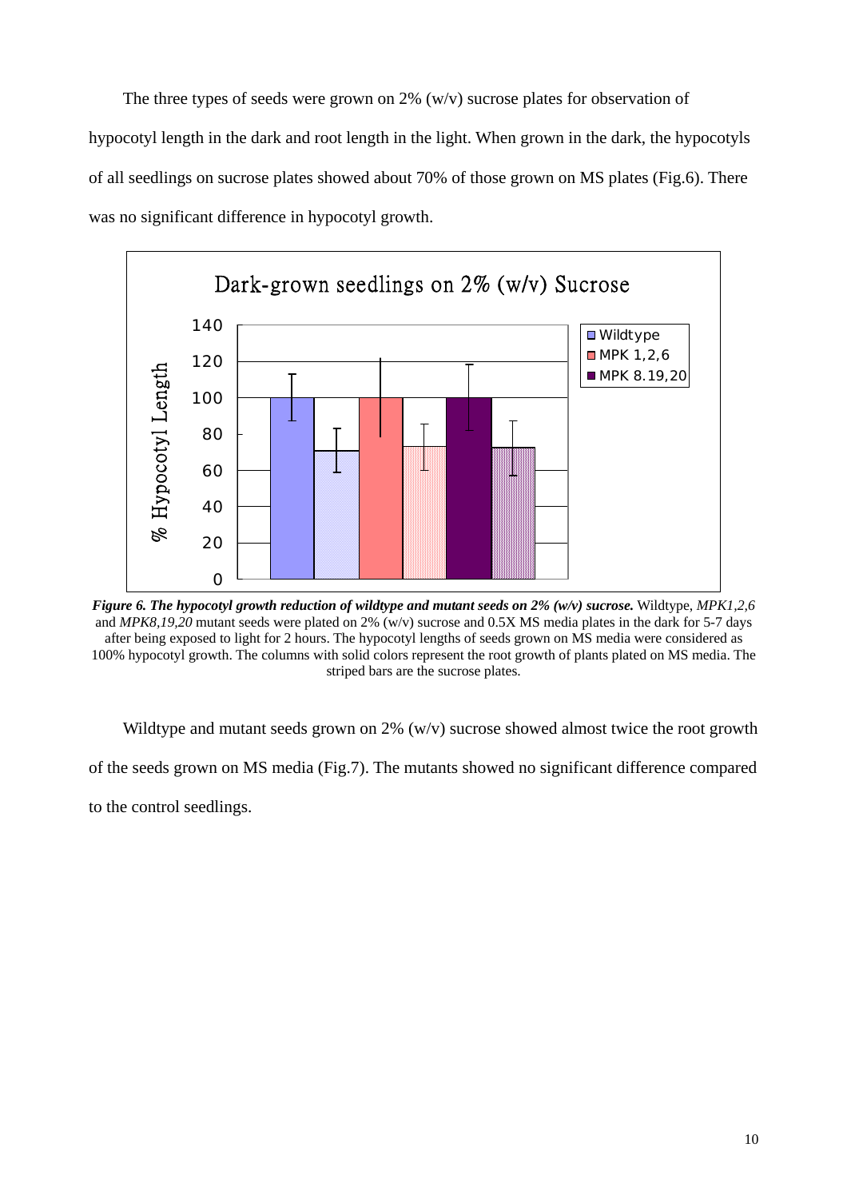The three types of seeds were grown on 2% (w/v) sucrose plates for observation of hypocotyl length in the dark and root length in the light. When grown in the dark, the hypocotyls of all seedlings on sucrose plates showed about 70% of those grown on MS plates (Fig.6). There was no significant difference in hypocotyl growth.

***Figure 6. The hypocotyl growth reduction of wildtype and mutant seeds on 2% (w/v) sucrose.*** Wildtype, *MPK1,2,6* and *MPK8,19,20* mutant seeds were plated on 2% (w/v) sucrose and 0.5X MS media plates in the dark for 5-7 days after being exposed to light for 2 hours. The hypocotyl lengths of seeds grown on MS media were considered as 100% hypocotyl growth. The columns with solid colors represent the root growth of plants plated on MS media. The striped bars are the sucrose plates.

Wildtype and mutant seeds grown on 2% (w/v) sucrose showed almost twice the root growth of the seeds grown on MS media (Fig.7). The mutants showed no significant difference compared to the control seedlings.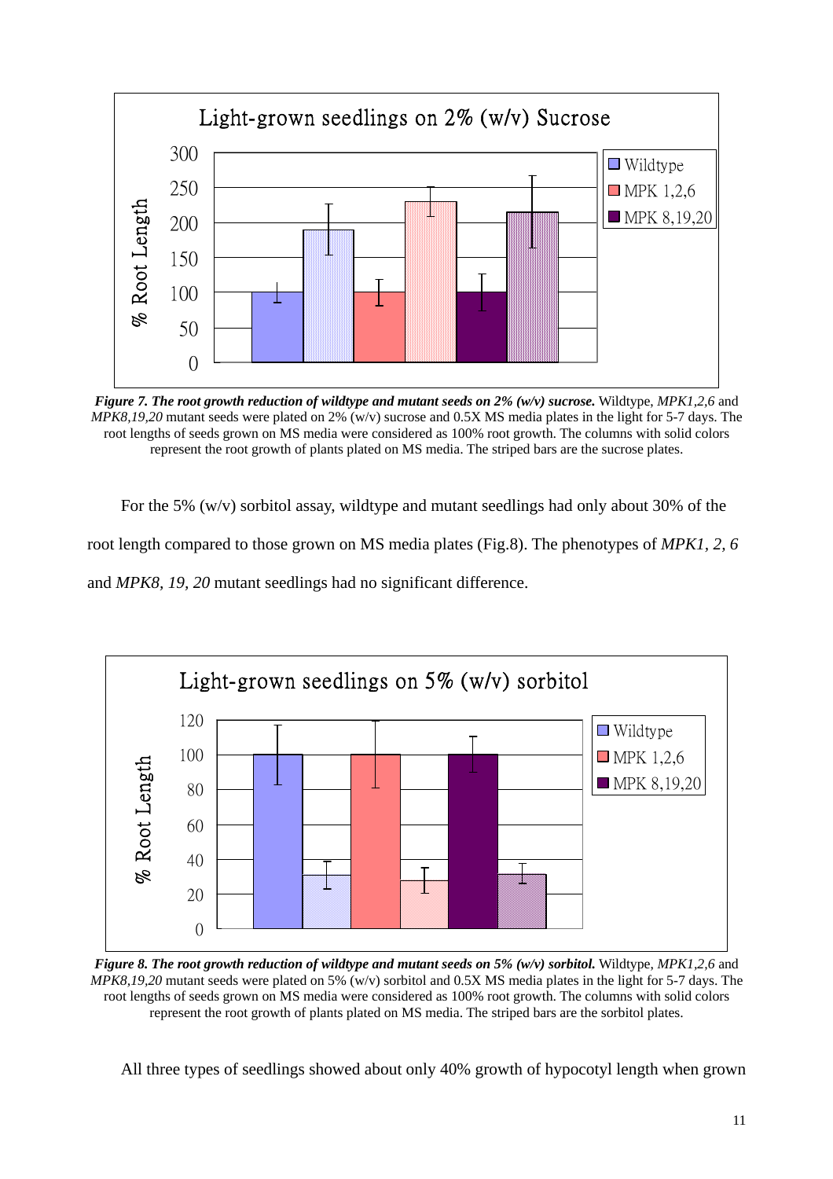*Figure 7. The root growth reduction of wildtype and mutant seeds on 2% (w/v) sucrose.* Wildtype, *MPK1,2,6* and *MPK8,19,20* mutant seeds were plated on 2% (w/v) sucrose and 0.5X MS media plates in the light for 5-7 days. The root lengths of seeds grown on MS media were considered as 100% root growth. The columns with solid colors represent the root growth of plants plated on MS media. The striped bars are the sucrose plates.

For the 5% (w/v) sorbitol assay, wildtype and mutant seedlings had only about 30% of the root length compared to those grown on MS media plates (Fig.8). The phenotypes of *MPK1, 2, 6* and *MPK8, 19, 20* mutant seedlings had no significant difference.

*Figure 8. The root growth reduction of wildtype and mutant seeds on 5% (w/v) sorbitol.* Wildtype, *MPK1,2,6* and *MPK8,19,20* mutant seeds were plated on 5% (w/v) sorbitol and 0.5X MS media plates in the light for 5-7 days. The root lengths of seeds grown on MS media were considered as 100% root growth. The columns with solid colors represent the root growth of plants plated on MS media. The striped bars are the sorbitol plates.

All three types of seedlings showed about only 40% growth of hypocotyl length when grown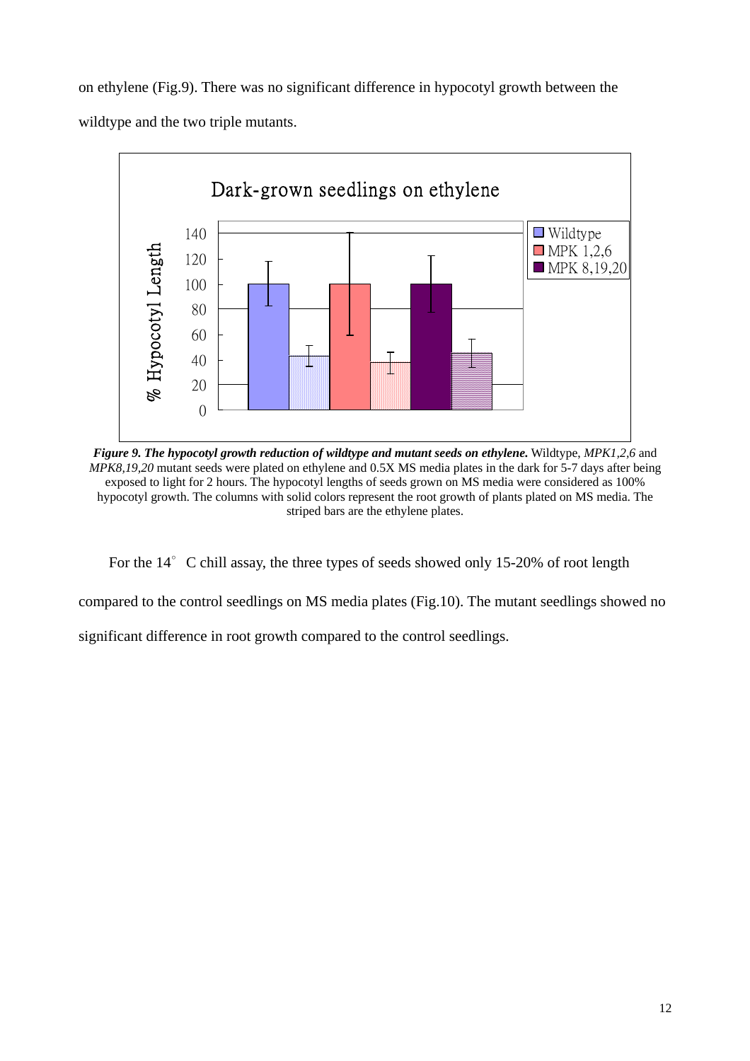on ethylene (Fig.9). There was no significant difference in hypocotyl growth between the wildtype and the two triple mutants.

***Figure 9. The hypocotyl growth reduction of wildtype and mutant seeds on ethylene.*** Wildtype, *MPK1,2,6* and *MPK8,19,20* mutant seeds were plated on ethylene and 0.5X MS media plates in the dark for 5-7 days after being exposed to light for 2 hours. The hypocotyl lengths of seeds grown on MS media were considered as 100% hypocotyl growth. The columns with solid colors represent the root growth of plants plated on MS media. The striped bars are the ethylene plates.

For the 14° C chill assay, the three types of seeds showed only 15-20% of root length compared to the control seedlings on MS media plates (Fig.10). The mutant seedlings showed no significant difference in root growth compared to the control seedlings.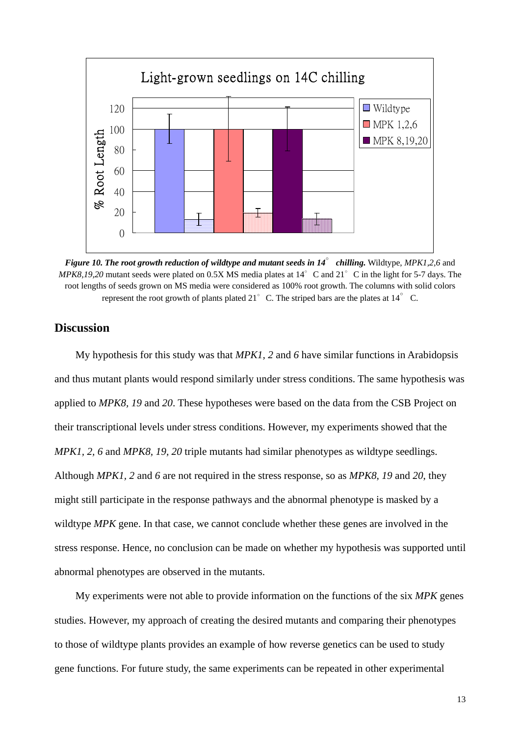*Figure 10. The root growth reduction of wildtype and mutant seeds in 14° chilling.* Wildtype, *MPK1,2,6* and *MPK8,19,20* mutant seeds were plated on 0.5X MS media plates at 14° C and 21° C in the light for 5-7 days. The root lengths of seeds grown on MS media were considered as 100% root growth. The columns with solid colors represent the root growth of plants plated 21° C. The striped bars are the plates at 14° C.

## Discussion

My hypothesis for this study was that *MPK1, 2* and *6* have similar functions in Arabidopsis and thus mutant plants would respond similarly under stress conditions. The same hypothesis was applied to *MPK8, 19* and *20*. These hypotheses were based on the data from the CSB Project on their transcriptional levels under stress conditions. However, my experiments showed that the *MPK1, 2, 6* and *MPK8, 19, 20* triple mutants had similar phenotypes as wildtype seedlings. Although *MPK1, 2* and *6* are not required in the stress response, so as *MPK8, 19* and *20*, they might still participate in the response pathways and the abnormal phenotype is masked by a wildtype *MPK* gene. In that case, we cannot conclude whether these genes are involved in the stress response. Hence, no conclusion can be made on whether my hypothesis was supported until abnormal phenotypes are observed in the mutants.

My experiments were not able to provide information on the functions of the six *MPK* genes studies. However, my approach of creating the desired mutants and comparing their phenotypes to those of wildtype plants provides an example of how reverse genetics can be used to study gene functions. For future study, the same experiments can be repeated in other experimental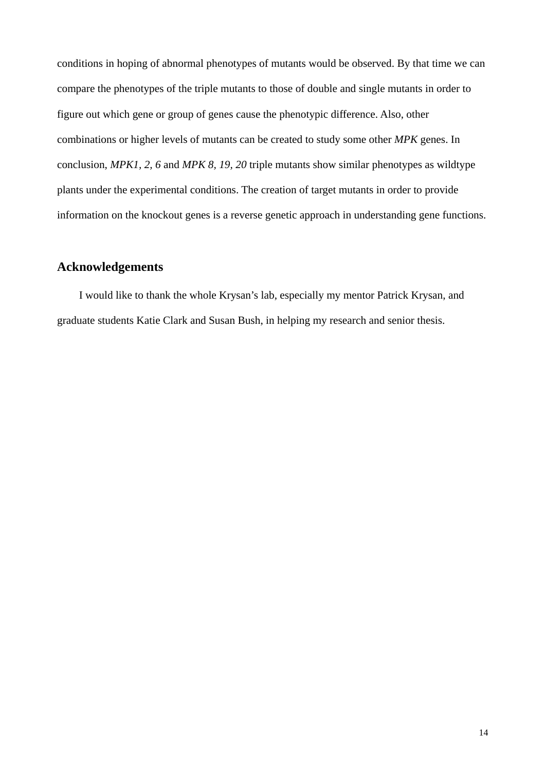conditions in hoping of abnormal phenotypes of mutants would be observed. By that time we can compare the phenotypes of the triple mutants to those of double and single mutants in order to figure out which gene or group of genes cause the phenotypic difference. Also, other combinations or higher levels of mutants can be created to study some other *MPK* genes. In conclusion, *MPK1, 2, 6* and *MPK 8, 19, 20* triple mutants show similar phenotypes as wildtype plants under the experimental conditions. The creation of target mutants in order to provide information on the knockout genes is a reverse genetic approach in understanding gene functions.

## Acknowledgements

I would like to thank the whole Krysan's lab, especially my mentor Patrick Krysan, and graduate students Katie Clark and Susan Bush, in helping my research and senior thesis.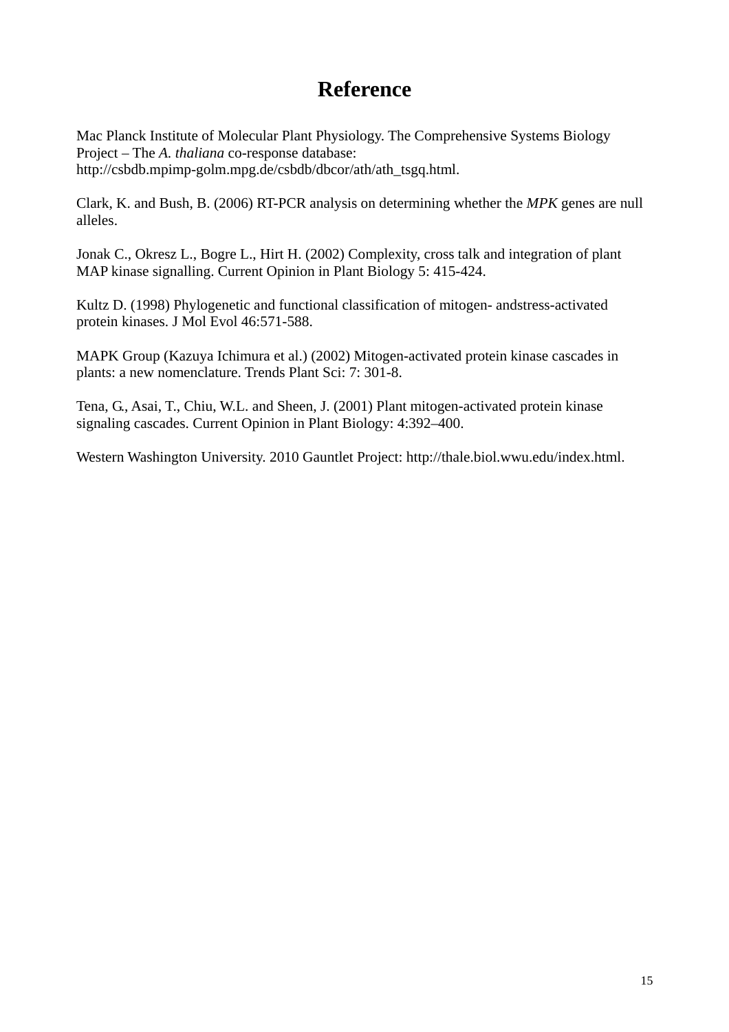# Reference

Mac Planck Institute of Molecular Plant Physiology. The Comprehensive Systems Biology Project – The *A. thaliana* co-response database: http://csbdb.mpimp-golm.mpg.de/csbdb/dbcor/ath/ath_tsgq.html.

Clark, K. and Bush, B. (2006) RT-PCR analysis on determining whether the *MPK* genes are null alleles.

Jonak C., Okresz L., Bogre L., Hirt H. (2002) Complexity, cross talk and integration of plant MAP kinase signalling. Current Opinion in Plant Biology 5: 415-424.

Kultz D. (1998) Phylogenetic and functional classification of mitogen- andstress-activated protein kinases. J Mol Evol 46:571-588.

MAPK Group (Kazuya Ichimura et al.) (2002) Mitogen-activated protein kinase cascades in plants: a new nomenclature. Trends Plant Sci: 7: 301-8.

Tena, G., Asai, T., Chiu, W.L. and Sheen, J. (2001) Plant mitogen-activated protein kinase signaling cascades. Current Opinion in Plant Biology: 4:392–400.

Western Washington University. 2010 Gauntlet Project: http://thale.biol.wwu.edu/index.html.